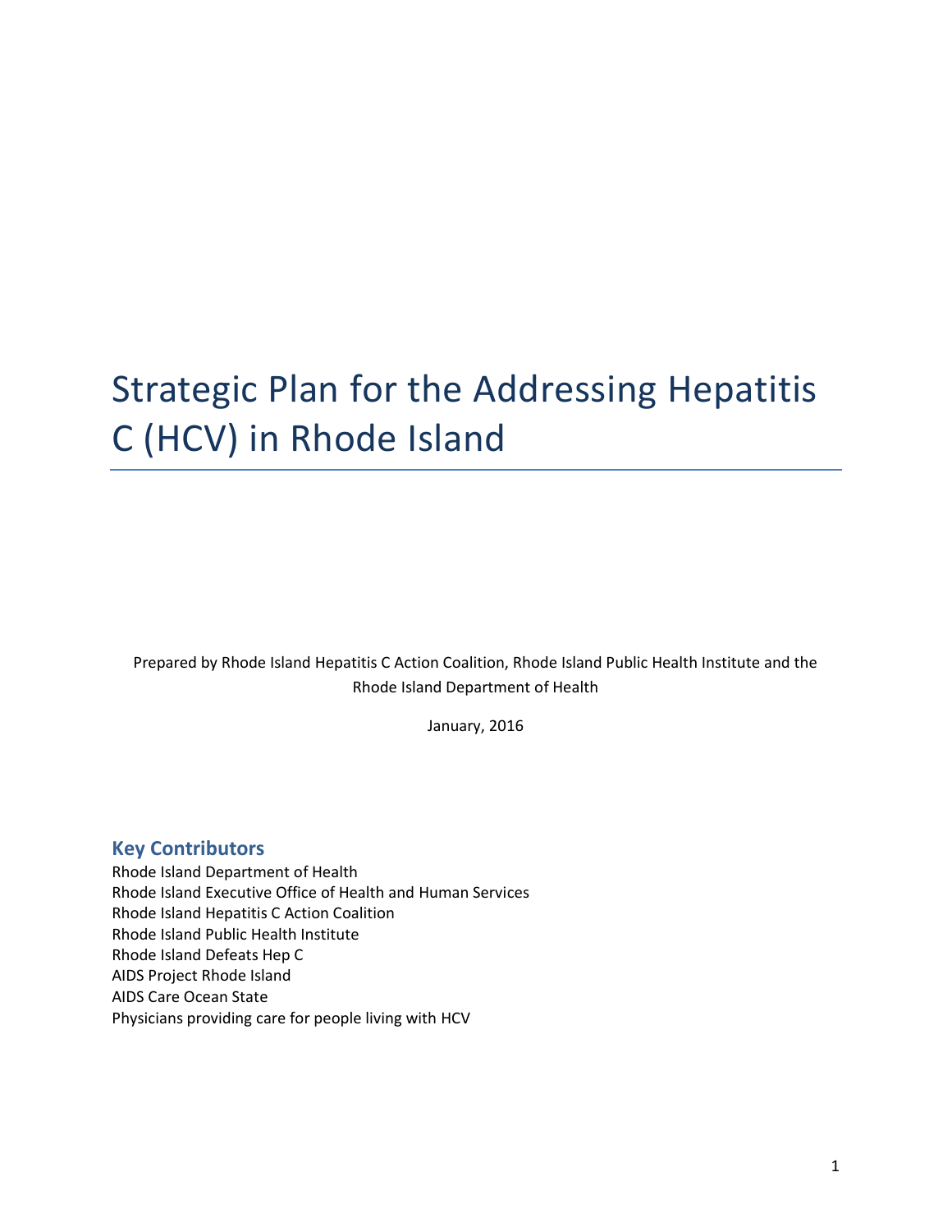# Strategic Plan for the Addressing Hepatitis C (HCV) in Rhode Island

Prepared by Rhode Island Hepatitis C Action Coalition, Rhode Island Public Health Institute and the Rhode Island Department of Health

January, 2016

## Key Contributors

Rhode Island Department of Health
Rhode Island Executive Office of Health and Human Services
Rhode Island Hepatitis C Action Coalition
Rhode Island Public Health Institute
Rhode Island Defeats Hep C
AIDS Project Rhode Island
AIDS Care Ocean State
Physicians providing care for people living with HCV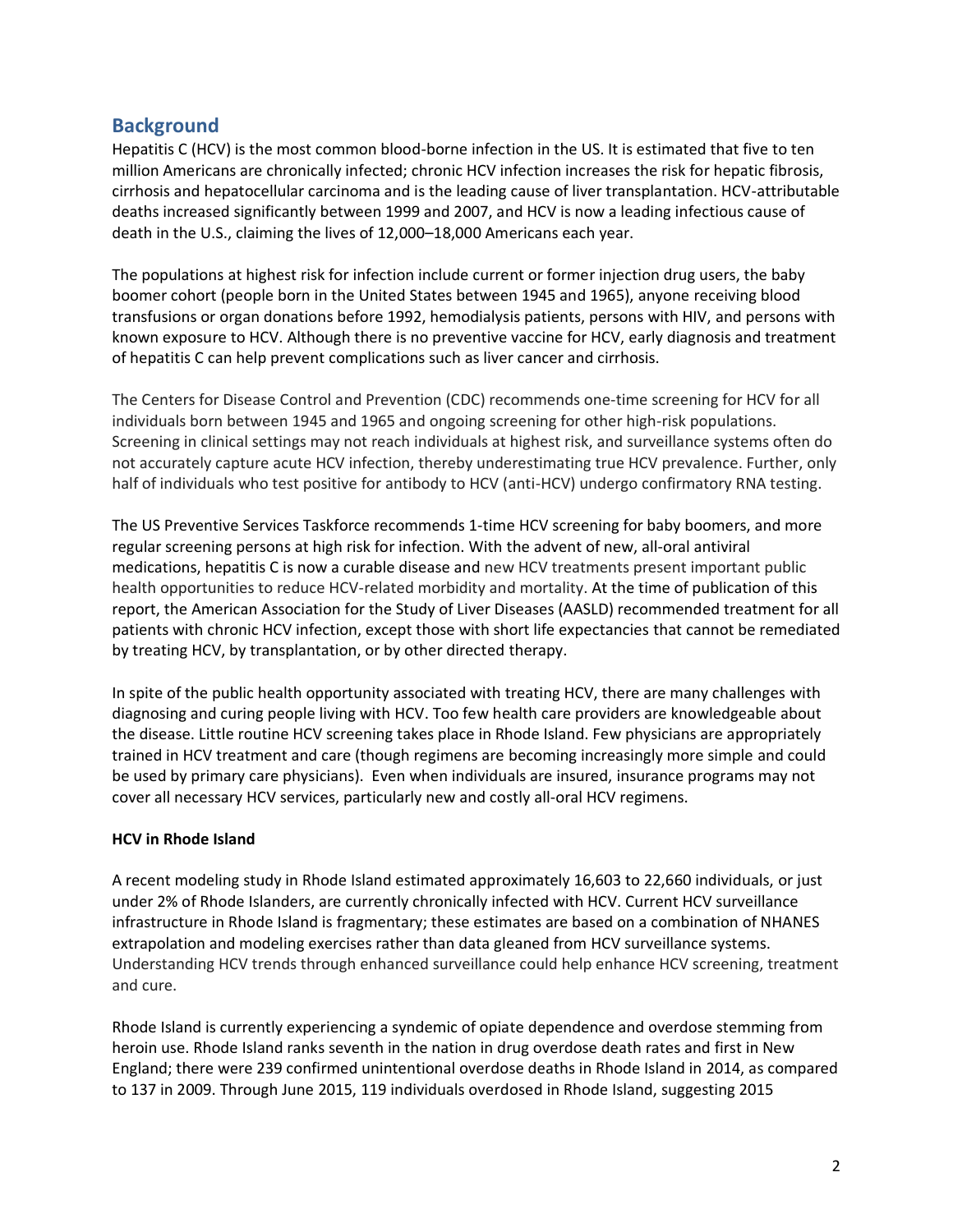## Background

Hepatitis C (HCV) is the most common blood-borne infection in the US. It is estimated that five to ten million Americans are chronically infected; chronic HCV infection increases the risk for hepatic fibrosis, cirrhosis and hepatocellular carcinoma and is the leading cause of liver transplantation. HCV-attributable deaths increased significantly between 1999 and 2007, and HCV is now a leading infectious cause of death in the U.S., claiming the lives of 12,000–18,000 Americans each year.

The populations at highest risk for infection include current or former injection drug users, the baby boomer cohort (people born in the United States between 1945 and 1965), anyone receiving blood transfusions or organ donations before 1992, hemodialysis patients, persons with HIV, and persons with known exposure to HCV. Although there is no preventive vaccine for HCV, early diagnosis and treatment of hepatitis C can help prevent complications such as liver cancer and cirrhosis.

The Centers for Disease Control and Prevention (CDC) recommends one-time screening for HCV for all individuals born between 1945 and 1965 and ongoing screening for other high-risk populations. Screening in clinical settings may not reach individuals at highest risk, and surveillance systems often do not accurately capture acute HCV infection, thereby underestimating true HCV prevalence. Further, only half of individuals who test positive for antibody to HCV (anti-HCV) undergo confirmatory RNA testing.

The US Preventive Services Taskforce recommends 1-time HCV screening for baby boomers, and more regular screening persons at high risk for infection. With the advent of new, all-oral antiviral medications, hepatitis C is now a curable disease and new HCV treatments present important public health opportunities to reduce HCV-related morbidity and mortality. At the time of publication of this report, the American Association for the Study of Liver Diseases (AASLD) recommended treatment for all patients with chronic HCV infection, except those with short life expectancies that cannot be remediated by treating HCV, by transplantation, or by other directed therapy.

In spite of the public health opportunity associated with treating HCV, there are many challenges with diagnosing and curing people living with HCV. Too few health care providers are knowledgeable about the disease. Little routine HCV screening takes place in Rhode Island. Few physicians are appropriately trained in HCV treatment and care (though regimens are becoming increasingly more simple and could be used by primary care physicians). Even when individuals are insured, insurance programs may not cover all necessary HCV services, particularly new and costly all-oral HCV regimens.

**HCV in Rhode Island**

A recent modeling study in Rhode Island estimated approximately 16,603 to 22,660 individuals, or just under 2% of Rhode Islanders, are currently chronically infected with HCV. Current HCV surveillance infrastructure in Rhode Island is fragmentary; these estimates are based on a combination of NHANES extrapolation and modeling exercises rather than data gleaned from HCV surveillance systems. Understanding HCV trends through enhanced surveillance could help enhance HCV screening, treatment and cure.

Rhode Island is currently experiencing a syndemic of opiate dependence and overdose stemming from heroin use. Rhode Island ranks seventh in the nation in drug overdose death rates and first in New England; there were 239 confirmed unintentional overdose deaths in Rhode Island in 2014, as compared to 137 in 2009. Through June 2015, 119 individuals overdosed in Rhode Island, suggesting 2015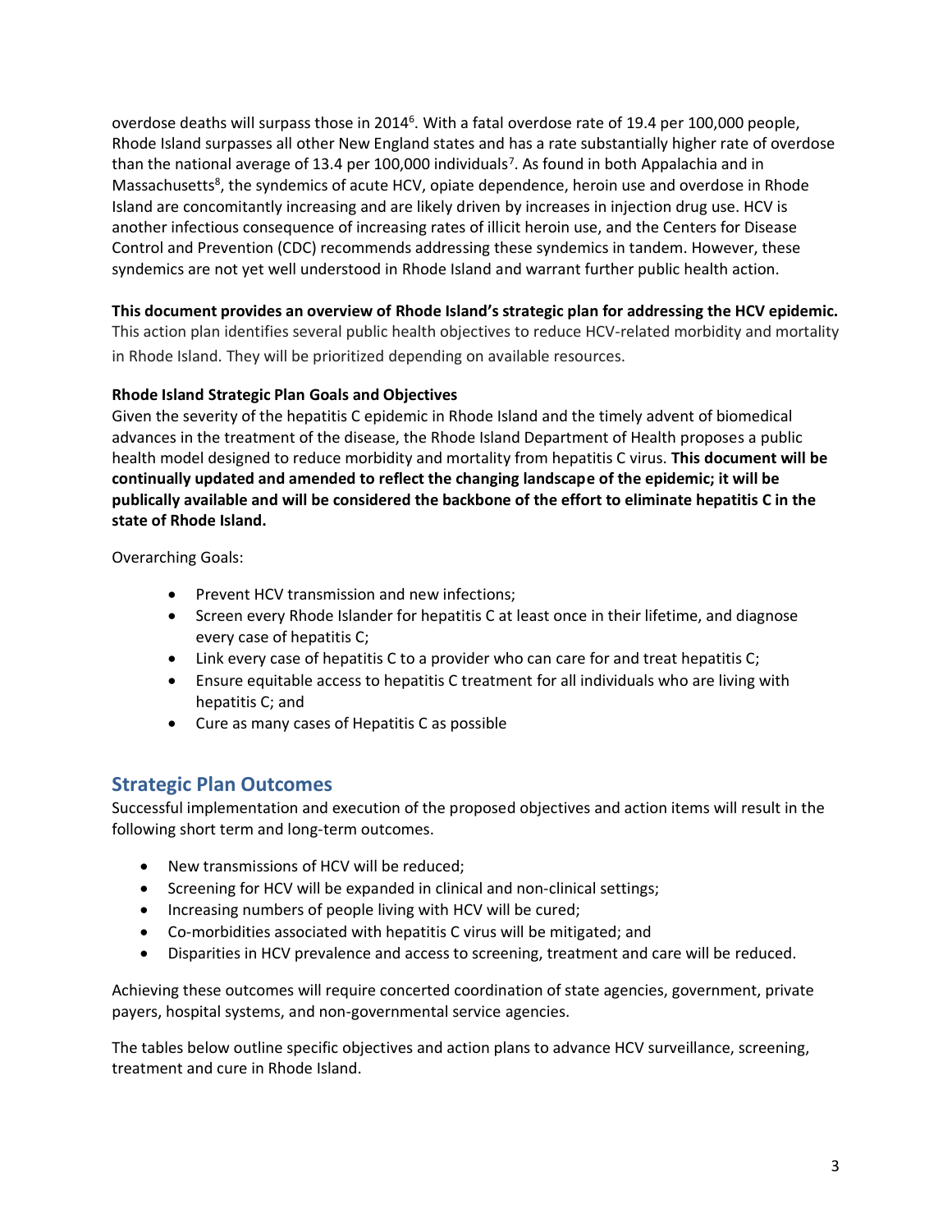overdose deaths will surpass those in 2014[6]. With a fatal overdose rate of 19.4 per 100,000 people, Rhode Island surpasses all other New England states and has a rate substantially higher rate of overdose than the national average of 13.4 per 100,000 individuals[7]. As found in both Appalachia and in Massachusetts[8], the syndemics of acute HCV, opiate dependence, heroin use and overdose in Rhode Island are concomitantly increasing and are likely driven by increases in injection drug use. HCV is another infectious consequence of increasing rates of illicit heroin use, and the Centers for Disease Control and Prevention (CDC) recommends addressing these syndemics in tandem. However, these syndemics are not yet well understood in Rhode Island and warrant further public health action.

**This document provides an overview of Rhode Island's strategic plan for addressing the HCV epidemic.** This action plan identifies several public health objectives to reduce HCV-related morbidity and mortality in Rhode Island. They will be prioritized depending on available resources.

**Rhode Island Strategic Plan Goals and Objectives**

Given the severity of the hepatitis C epidemic in Rhode Island and the timely advent of biomedical advances in the treatment of the disease, the Rhode Island Department of Health proposes a public health model designed to reduce morbidity and mortality from hepatitis C virus. **This document will be continually updated and amended to reflect the changing landscape of the epidemic; it will be publically available and will be considered the backbone of the effort to eliminate hepatitis C in the state of Rhode Island.**

Overarching Goals:

- Prevent HCV transmission and new infections;
- Screen every Rhode Islander for hepatitis C at least once in their lifetime, and diagnose every case of hepatitis C;
- Link every case of hepatitis C to a provider who can care for and treat hepatitis C;
- Ensure equitable access to hepatitis C treatment for all individuals who are living with hepatitis C; and
- Cure as many cases of Hepatitis C as possible

## Strategic Plan Outcomes

Successful implementation and execution of the proposed objectives and action items will result in the following short term and long-term outcomes.

- New transmissions of HCV will be reduced;
- Screening for HCV will be expanded in clinical and non-clinical settings;
- Increasing numbers of people living with HCV will be cured;
- Co-morbidities associated with hepatitis C virus will be mitigated; and
- Disparities in HCV prevalence and access to screening, treatment and care will be reduced.

Achieving these outcomes will require concerted coordination of state agencies, government, private payers, hospital systems, and non-governmental service agencies.

The tables below outline specific objectives and action plans to advance HCV surveillance, screening, treatment and cure in Rhode Island.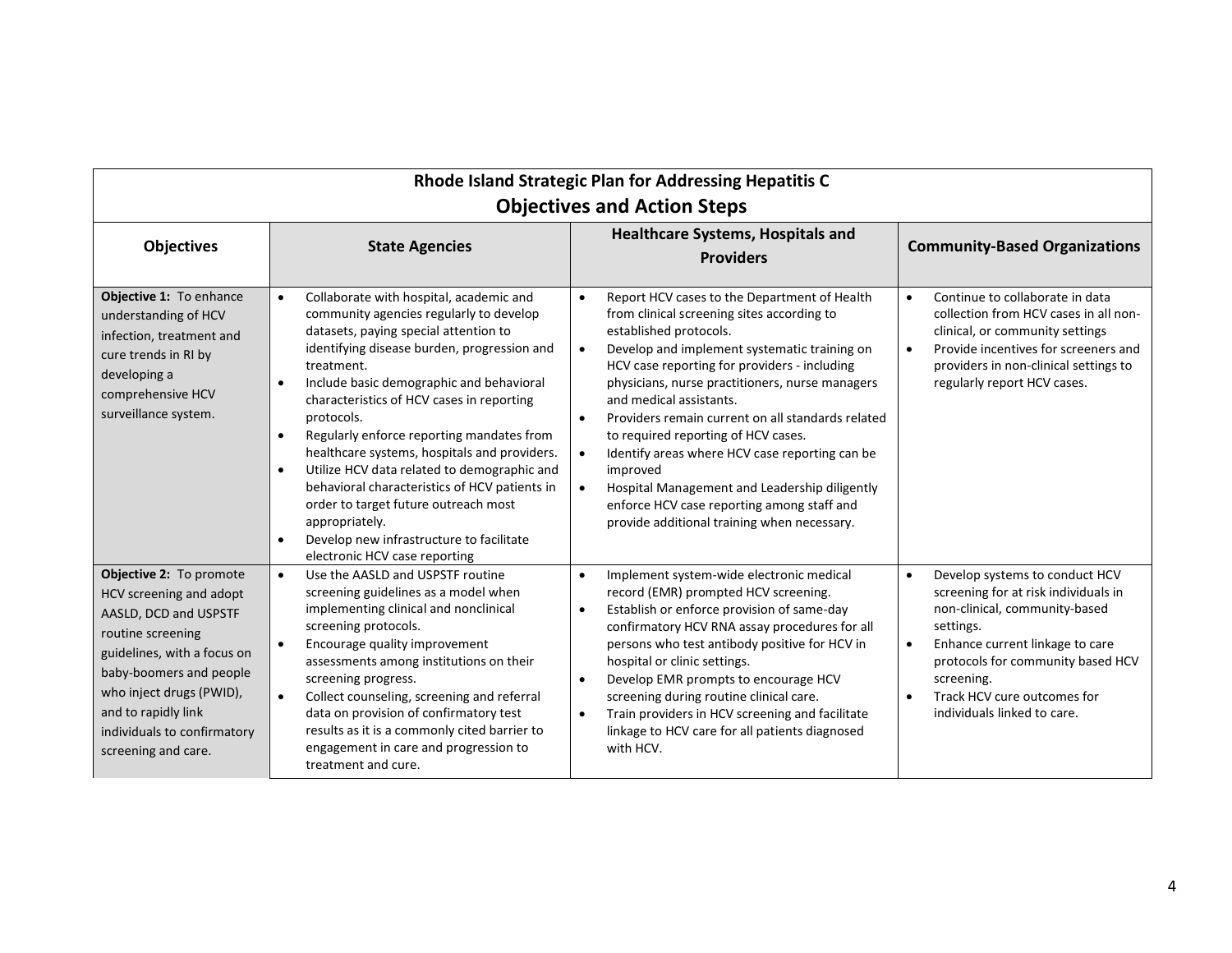## Rhode Island Strategic Plan for Addressing Hepatitis C

### Objectives and Action Steps

| Objectives | State Agencies | Healthcare Systems, Hospitals and Providers | Community-Based Organizations |
|---|---|---|---|
| **Objective 1:** To enhance understanding of HCV infection, treatment and cure trends in RI by developing a comprehensive HCV surveillance system. | • Collaborate with hospital, academic and community agencies regularly to develop datasets, paying special attention to identifying disease burden, progression and treatment.<br>• Include basic demographic and behavioral characteristics of HCV cases in reporting protocols.<br>• Regularly enforce reporting mandates from healthcare systems, hospitals and providers.<br>• Utilize HCV data related to demographic and behavioral characteristics of HCV patients in order to target future outreach most appropriately.<br>• Develop new infrastructure to facilitate electronic HCV case reporting | • Report HCV cases to the Department of Health from clinical screening sites according to established protocols.<br>• Develop and implement systematic training on HCV case reporting for providers - including physicians, nurse practitioners, nurse managers and medical assistants.<br>• Providers remain current on all standards related to required reporting of HCV cases.<br>• Identify areas where HCV case reporting can be improved<br>• Hospital Management and Leadership diligently enforce HCV case reporting among staff and provide additional training when necessary. | • Continue to collaborate in data collection from HCV cases in all non-clinical, or community settings<br>• Provide incentives for screeners and providers in non-clinical settings to regularly report HCV cases. |
| **Objective 2:** To promote HCV screening and adopt AASLD, DCD and USPSTF routine screening guidelines, with a focus on baby-boomers and people who inject drugs (PWID), and to rapidly link individuals to confirmatory screening and care. | • Use the AASLD and USPSTF routine screening guidelines as a model when implementing clinical and nonclinical screening protocols.<br>• Encourage quality improvement assessments among institutions on their screening progress.<br>• Collect counseling, screening and referral data on provision of confirmatory test results as it is a commonly cited barrier to engagement in care and progression to treatment and cure. | • Implement system-wide electronic medical record (EMR) prompted HCV screening.<br>• Establish or enforce provision of same-day confirmatory HCV RNA assay procedures for all persons who test antibody positive for HCV in hospital or clinic settings.<br>• Develop EMR prompts to encourage HCV screening during routine clinical care.<br>• Train providers in HCV screening and facilitate linkage to HCV care for all patients diagnosed with HCV. | • Develop systems to conduct HCV screening for at risk individuals in non-clinical, community-based settings.<br>• Enhance current linkage to care protocols for community based HCV screening.<br>• Track HCV cure outcomes for individuals linked to care. |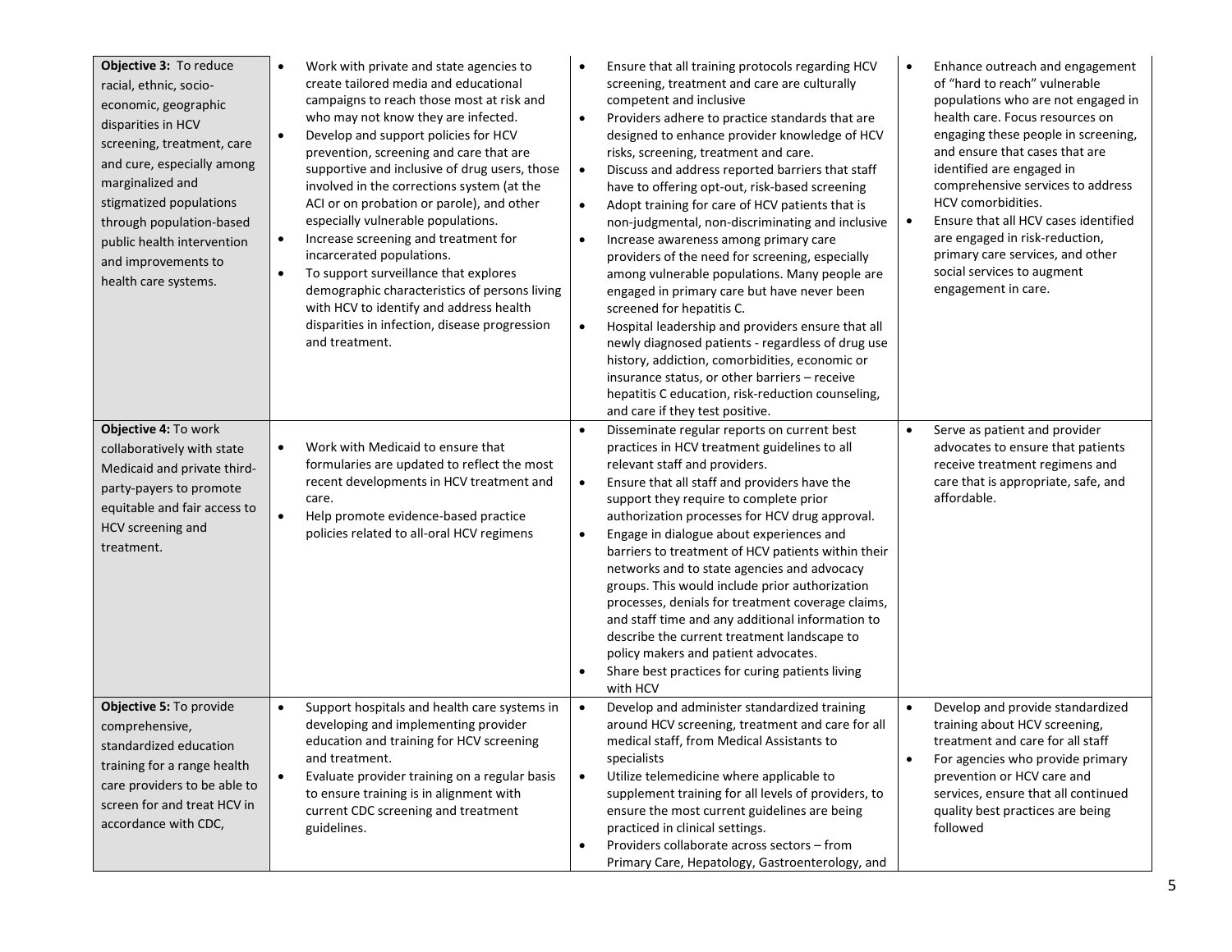| | | | |
|---|---|---|---|
| **Objective 3:** To reduce racial, ethnic, socio-economic, geographic disparities in HCV screening, treatment, care and cure, especially among marginalized and stigmatized populations through population-based public health intervention and improvements to health care systems. | • Work with private and state agencies to create tailored media and educational campaigns to reach those most at risk and who may not know they are infected.<br>• Develop and support policies for HCV prevention, screening and care that are supportive and inclusive of drug users, those involved in the corrections system (at the ACI or on probation or parole), and other especially vulnerable populations.<br>• Increase screening and treatment for incarcerated populations.<br>• To support surveillance that explores demographic characteristics of persons living with HCV to identify and address health disparities in infection, disease progression and treatment. | • Ensure that all training protocols regarding HCV screening, treatment and care are culturally competent and inclusive<br>• Providers adhere to practice standards that are designed to enhance provider knowledge of HCV risks, screening, treatment and care.<br>• Discuss and address reported barriers that staff have to offering opt-out, risk-based screening<br>• Adopt training for care of HCV patients that is non-judgmental, non-discriminating and inclusive<br>• Increase awareness among primary care providers of the need for screening, especially among vulnerable populations. Many people are engaged in primary care but have never been screened for hepatitis C.<br>• Hospital leadership and providers ensure that all newly diagnosed patients - regardless of drug use history, addiction, comorbidities, economic or insurance status, or other barriers – receive hepatitis C education, risk-reduction counseling, and care if they test positive. | • Enhance outreach and engagement of "hard to reach" vulnerable populations who are not engaged in health care. Focus resources on engaging these people in screening, and ensure that cases that are identified are engaged in comprehensive services to address HCV comorbidities.<br>• Ensure that all HCV cases identified are engaged in risk-reduction, primary care services, and other social services to augment engagement in care. |
| **Objective 4:** To work collaboratively with state Medicaid and private third-party-payers to promote equitable and fair access to HCV screening and treatment. | • Work with Medicaid to ensure that formularies are updated to reflect the most recent developments in HCV treatment and care.<br>• Help promote evidence-based practice policies related to all-oral HCV regimens | • Disseminate regular reports on current best practices in HCV treatment guidelines to all relevant staff and providers.<br>• Ensure that all staff and providers have the support they require to complete prior authorization processes for HCV drug approval.<br>• Engage in dialogue about experiences and barriers to treatment of HCV patients within their networks and to state agencies and advocacy groups. This would include prior authorization processes, denials for treatment coverage claims, and staff time and any additional information to describe the current treatment landscape to policy makers and patient advocates.<br>• Share best practices for curing patients living with HCV | • Serve as patient and provider advocates to ensure that patients receive treatment regimens and care that is appropriate, safe, and affordable. |
| **Objective 5:** To provide comprehensive, standardized education training for a range health care providers to be able to screen for and treat HCV in accordance with CDC, | • Support hospitals and health care systems in developing and implementing provider education and training for HCV screening and treatment.<br>• Evaluate provider training on a regular basis to ensure training is in alignment with current CDC screening and treatment guidelines. | • Develop and administer standardized training around HCV screening, treatment and care for all medical staff, from Medical Assistants to specialists<br>• Utilize telemedicine where applicable to supplement training for all levels of providers, to ensure the most current guidelines are being practiced in clinical settings.<br>• Providers collaborate across sectors – from Primary Care, Hepatology, Gastroenterology, and | • Develop and provide standardized training about HCV screening, treatment and care for all staff<br>• For agencies who provide primary prevention or HCV care and services, ensure that all continued quality best practices are being followed |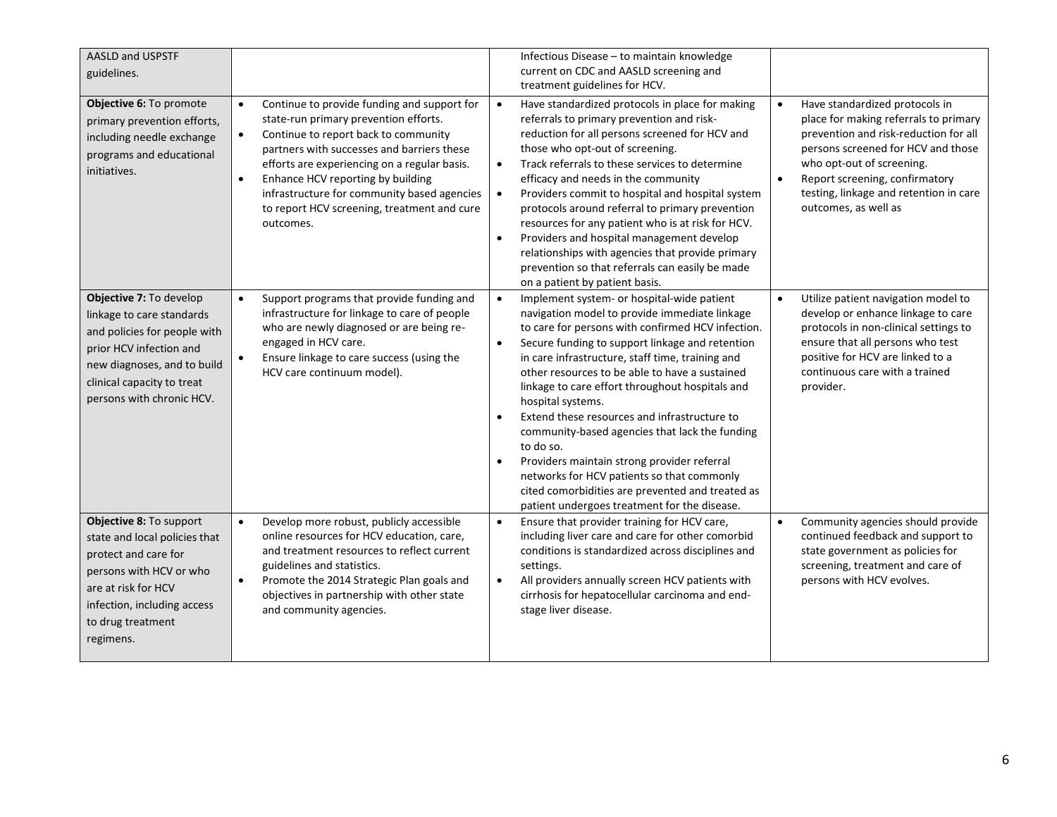| | | | |
|---|---|---|---|
| AASLD and USPSTF guidelines. | | Infectious Disease – to maintain knowledge current on CDC and AASLD screening and treatment guidelines for HCV. | |
| **Objective 6:** To promote primary prevention efforts, including needle exchange programs and educational initiatives. | • Continue to provide funding and support for state-run primary prevention efforts.<br>• Continue to report back to community partners with successes and barriers these efforts are experiencing on a regular basis.<br>• Enhance HCV reporting by building infrastructure for community based agencies to report HCV screening, treatment and cure outcomes. | • Have standardized protocols in place for making referrals to primary prevention and risk-reduction for all persons screened for HCV and those who opt-out of screening.<br>• Track referrals to these services to determine efficacy and needs in the community<br>• Providers commit to hospital and hospital system protocols around referral to primary prevention resources for any patient who is at risk for HCV.<br>• Providers and hospital management develop relationships with agencies that provide primary prevention so that referrals can easily be made on a patient by patient basis. | • Have standardized protocols in place for making referrals to primary prevention and risk-reduction for all persons screened for HCV and those who opt-out of screening.<br>• Report screening, confirmatory testing, linkage and retention in care outcomes, as well as |
| **Objective 7:** To develop linkage to care standards and policies for people with prior HCV infection and new diagnoses, and to build clinical capacity to treat persons with chronic HCV. | • Support programs that provide funding and infrastructure for linkage to care of people who are newly diagnosed or are being re-engaged in HCV care.<br>• Ensure linkage to care success (using the HCV care continuum model). | • Implement system- or hospital-wide patient navigation model to provide immediate linkage to care for persons with confirmed HCV infection.<br>• Secure funding to support linkage and retention in care infrastructure, staff time, training and other resources to be able to have a sustained linkage to care effort throughout hospitals and hospital systems.<br>• Extend these resources and infrastructure to community-based agencies that lack the funding to do so.<br>• Providers maintain strong provider referral networks for HCV patients so that commonly cited comorbidities are prevented and treated as patient undergoes treatment for the disease. | • Utilize patient navigation model to develop or enhance linkage to care protocols in non-clinical settings to ensure that all persons who test positive for HCV are linked to a continuous care with a trained provider. |
| **Objective 8:** To support state and local policies that protect and care for persons with HCV or who are at risk for HCV infection, including access to drug treatment regimens. | • Develop more robust, publicly accessible online resources for HCV education, care, and treatment resources to reflect current guidelines and statistics.<br>• Promote the 2014 Strategic Plan goals and objectives in partnership with other state and community agencies. | • Ensure that provider training for HCV care, including liver care and care for other comorbid conditions is standardized across disciplines and settings.<br>• All providers annually screen HCV patients with cirrhosis for hepatocellular carcinoma and end-stage liver disease. | • Community agencies should provide continued feedback and support to state government as policies for screening, treatment and care of persons with HCV evolves. |